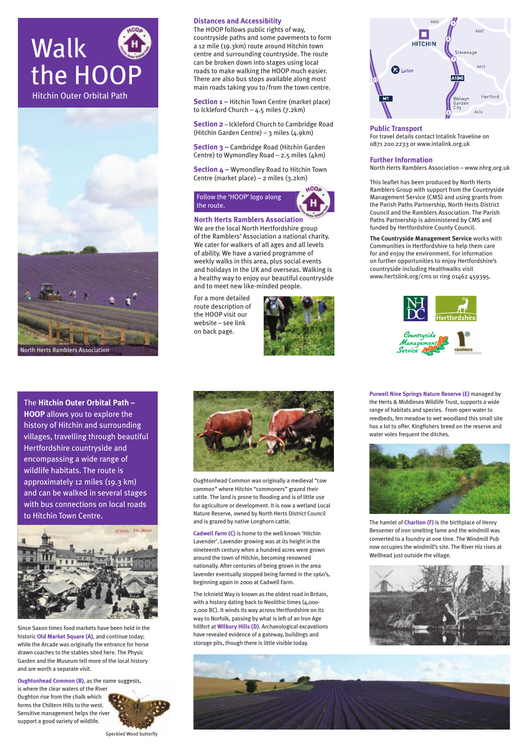# Walk the HOOP

Hitchin Outer Orbital Path

North Herts Ramblers Association

## Distances and Accessibility

The HOOP follows public rights of way, countryside paths and some pavements to form a 12 mile (19.3km) route around Hitchin town centre and surrounding countryside. The route can be broken down into stages using local roads to make walking the HOOP much easier. There are also bus stops available along most main roads taking you to/from the town centre.

**Section 1 –** Hitchin Town Centre (market place) to Ickleford Church – 4.5 miles (7.2km)

**Section 2 –** Ickleford Church to Cambridge Road (Hitchin Garden Centre) – 3 miles (4.9km)

**Section 3 –** Cambridge Road (Hitchin Garden Centre) to Wymondley Road – 2.5 miles (4km)

**Section 4 –** Wymondley Road to Hitchin Town Centre (market place) – 2 miles (3.2km)

Follow the 'HOOP' logo along the route.

## North Herts Ramblers Association

We are the local North Hertfordshire group of the Ramblers' Association a national charity. We cater for walkers of all ages and all levels of ability. We have a varied programme of weekly walks in this area, plus social events and holidays in the UK and overseas. Walking is a healthy way to enjoy our beautiful countryside and to meet new like-minded people.

For a more detailed route description of the HOOP visit our website – see link on back page.

## Public Transport

For travel details contact Intalink Traveline on 0871 200 2233 or www.intalink.org.uk

## Further Information

North Herts Ramblers Association – www.nhrg.org.uk

This leaflet has been produced by North Herts Ramblers Group with support from the Countryside Management Service (CMS) and using grants from the Parish Paths Partnership, North Herts District Council and the Ramblers Association. The Parish Paths Partnership is administered by CMS and funded by Hertfordshire County Council.

**The Countryside Management Service** works with Communities in Hertfordshire to help them care for and enjoy the environment. For information on further opportunities to enjoy Hertfordshire's countryside including Healthwalks visit www.hertslink.org/cms or ring 01462 459395.

The **Hitchin Outer Orbital Path – HOOP** allows you to explore the history of Hitchin and surrounding villages, travelling through beautiful Hertfordshire countryside and encompassing a wide range of wildlife habitats. The route is approximately 12 miles (19.3 km) and can be walked in several stages with bus connections on local roads to Hitchin Town Centre.

Since Saxon times food markets have been held in the historic **Old Market Square (A)**, and continue today; while the Arcade was originally the entrance for horse drawn coaches to the stables sited here. The Physic Garden and the Museum tell more of the local history and are worth a separate visit.

**Oughtonhead Common (B)**, as the name suggests, is where the clear waters of the River Oughton rise from the chalk which forms the Chiltern Hills to the west. Sensitive management helps the river support a good variety of wildlife.

Speckled Wood butterfly

Oughtonhead Common was originally a medieval "cow common" where Hitchin "commoners" grazed their cattle. The land is prone to flooding and is of little use for agriculture or development. It is now a wetland Local Nature Reserve, owned by North Herts District Council and is grazed by native Longhorn cattle.

**Cadwell Farm (C)** is home to the well known 'Hitchin Lavender'. Lavender growing was at its height in the nineteenth century when a hundred acres were grown around the town of Hitchin, becoming renowned nationally. After centuries of being grown in the area lavender eventually stopped being farmed in the 1960's, beginning again in 2000 at Cadwell Farm.

The Icknield Way is known as the oldest road in Britain, with a history dating back to Neolithic times (4,000-2,000 BC). It winds its way across Hertfordshire on its way to Norfolk, passing by what is left of an Iron Age hillfort at **Wilbury Hills (D)**. Archaeological excavations have revealed evidence of a gateway, buildings and storage pits, though there is little visible today.

**Purwell Nine Springs Nature Reserve (E)** managed by the Herts & Middlesex Wildlife Trust, supports a wide range of habitats and species. From open water to reedbeds, fen meadow to wet woodland this small site has a lot to offer. Kingfishers breed on the reserve and water voles frequent the ditches.

The hamlet of **Charlton (F)** is the birthplace of Henry Bessemer of iron smelting fame and the windmill was converted to a foundry at one time. The Windmill Pub now occupies the windmill's site. The River Hiz rises at Wellhead just outside the village.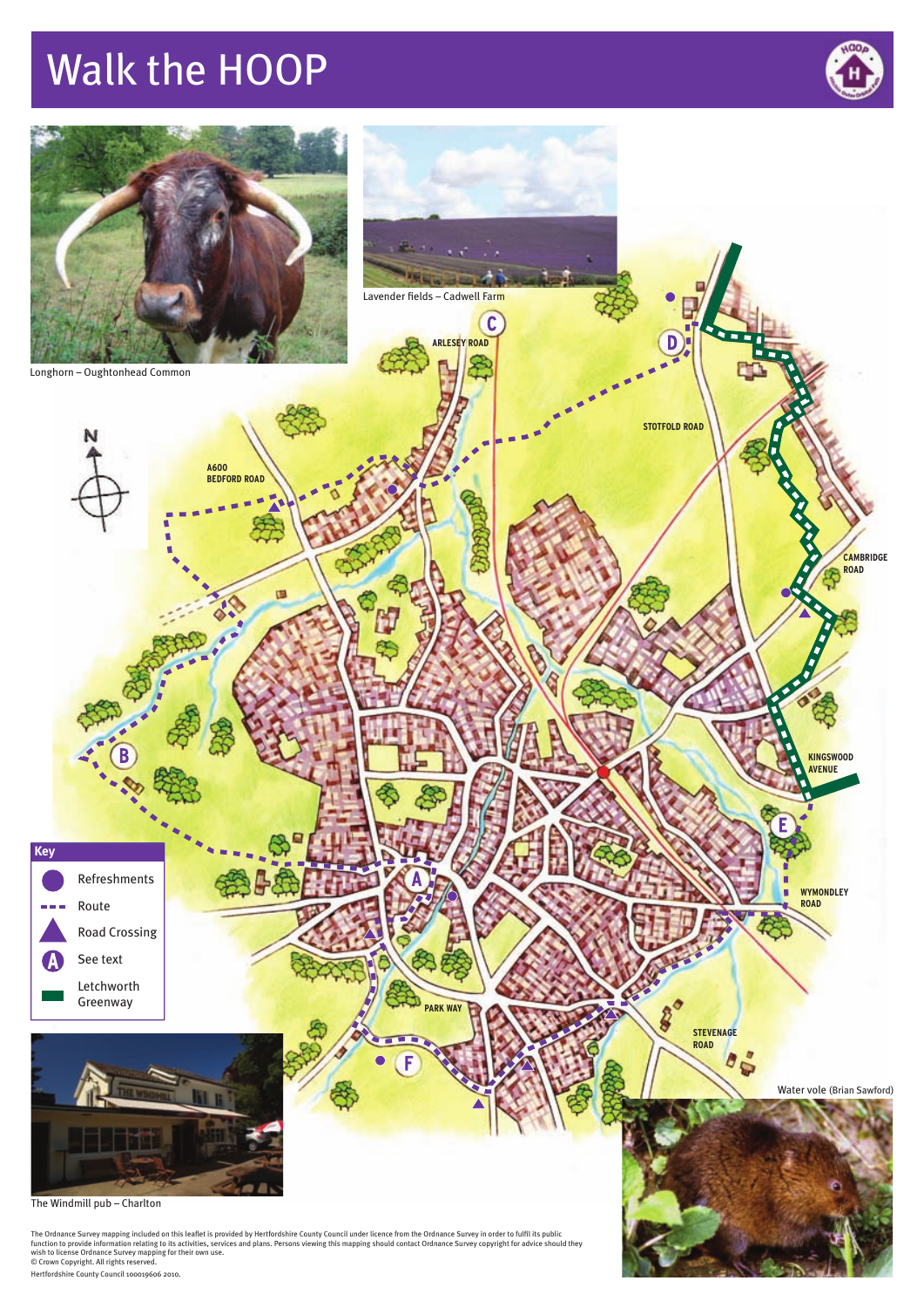# Walk the HOOP

Longhorn – Oughtonhead Common

Lavender fields – Cadwell Farm

ARLESEY ROAD

STOTFOLD ROAD

A600
BEDFORD ROAD

CAMBRIDGE
ROAD

KINGSWOOD
AVENUE

WYMONDLEY
ROAD

PARK WAY

STEVENAGE
ROAD

A B C D E F

## Key

- Refreshments
- Route
- Road Crossing
- See text
- Letchworth Greenway

The Windmill pub – Charlton

Water vole (Brian Sawford)

The Ordnance Survey mapping included on this leaflet is provided by Hertfordshire County Council under licence from the Ordnance Survey in order to fulfil its public function to provide information relating to its activities, services and plans. Persons viewing this mapping should contact Ordnance Survey copyright for advice should they wish to license Ordnance Survey mapping for their own use.
© Crown Copyright. All rights reserved.
Hertfordshire County Council 100019606 2010.